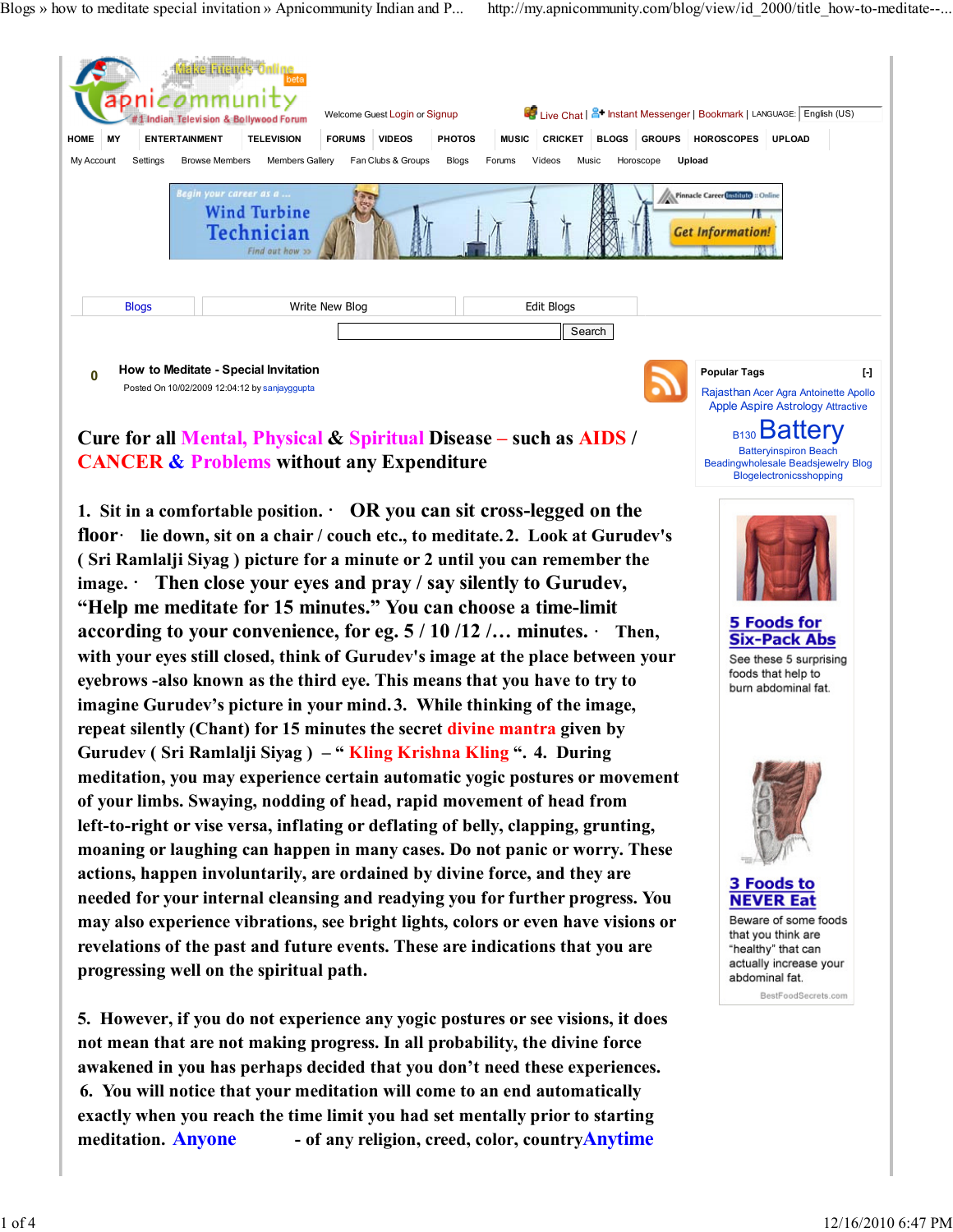# How to Meditate - Special Invitation

Posted On 10/02/2009 12:04:12 by sanjayggupta

**Cure for all Mental, Physical & Spiritual Disease – such as AIDS / CANCER & Problems without any Expenditure**

**1. Sit in a comfortable position. · OR you can sit cross-legged on the floor· lie down, sit on a chair / couch etc., to meditate. 2. Look at Gurudev's ( Sri Ramlalji Siyag ) picture for a minute or 2 until you can remember the image. · Then close your eyes and pray / say silently to Gurudev, "Help me meditate for 15 minutes." You can choose a time-limit according to your convenience, for eg. 5 / 10 /12 /… minutes. · Then, with your eyes still closed, think of Gurudev's image at the place between your eyebrows -also known as the third eye. This means that you have to try to imagine Gurudev's picture in your mind. 3. While thinking of the image, repeat silently (Chant) for 15 minutes the secret divine mantra given by Gurudev ( Sri Ramlalji Siyag ) – " Kling Krishna Kling ". 4. During meditation, you may experience certain automatic yogic postures or movement of your limbs. Swaying, nodding of head, rapid movement of head from left-to-right or vise versa, inflating or deflating of belly, clapping, grunting, moaning or laughing can happen in many cases. Do not panic or worry. These actions, happen involuntarily, are ordained by divine force, and they are needed for your internal cleansing and readying you for further progress. You may also experience vibrations, see bright lights, colors or even have visions or revelations of the past and future events. These are indications that you are progressing well on the spiritual path.**

**5. However, if you do not experience any yogic postures or see visions, it does not mean that are not making progress. In all probability, the divine force awakened in you has perhaps decided that you don't need these experiences. 6. You will notice that your meditation will come to an end automatically exactly when you reach the time limit you had set mentally prior to starting meditation. Anyone - of any religion, creed, color, countryAnytime**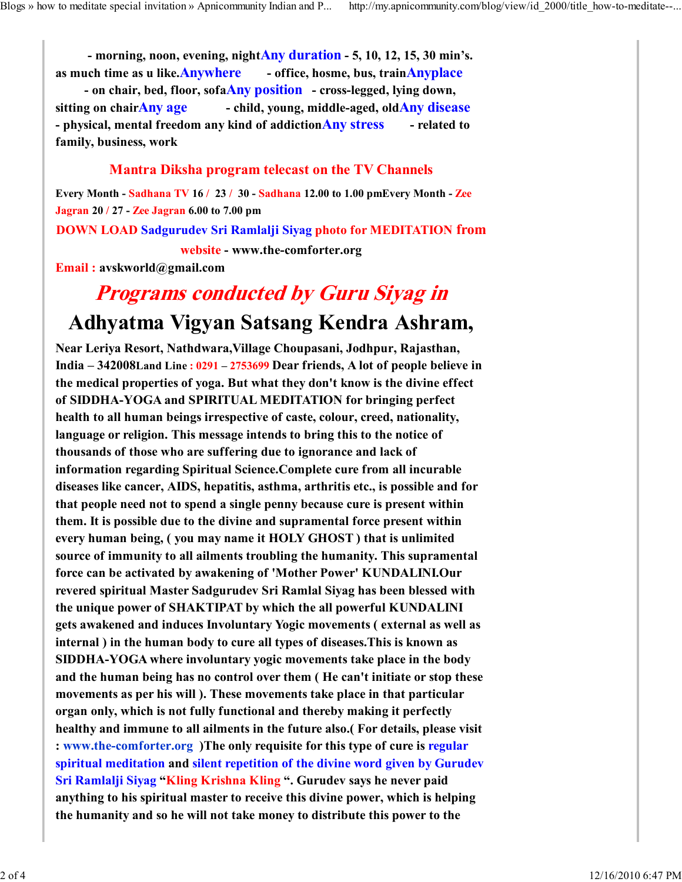- morning, noon, evening, night **Any duration** - 5, 10, 12, 15, 30 min's. as much time as u like. **Anywhere** - office, hosme, bus, train **Anyplace** - on chair, bed, floor, sofa **Any position** - cross-legged, lying down, sitting on chair **Any age** - child, young, middle-aged, old **Any disease** - physical, mental freedom any kind of addiction **Any stress** - related to family, business, work

**Mantra Diksha program telecast on the TV Channels**

**Every Month - Sadhana TV 16 / 23 / 30 - Sadhana 12.00 to 1.00 pm Every Month - Zee Jagran 20 / 27 - Zee Jagran 6.00 to 7.00 pm**

**DOWN LOAD Sadgurudev Sri Ramlalji Siyag photo for MEDITATION from website - www.the-comforter.org**

**Email : avskworld@gmail.com**

## *Programs conducted by Guru Siyag in*

# Adhyatma Vigyan Satsang Kendra Ashram,

**Near Leriya Resort, Nathdwara,Village Choupasani, Jodhpur, Rajasthan, India – 342008Land Line : 0291 – 2753699 Dear friends, A lot of people believe in the medical properties of yoga. But what they don't know is the divine effect of SIDDHA-YOGA and SPIRITUAL MEDITATION for bringing perfect health to all human beings irrespective of caste, colour, creed, nationality, language or religion. This message intends to bring this to the notice of thousands of those who are suffering due to ignorance and lack of information regarding Spiritual Science.Complete cure from all incurable diseases like cancer, AIDS, hepatitis, asthma, arthritis etc., is possible and for that people need not to spend a single penny because cure is present within them. It is possible due to the divine and supramental force present within every human being, ( you may name it HOLY GHOST ) that is unlimited source of immunity to all ailments troubling the humanity. This supramental force can be activated by awakening of 'Mother Power' KUNDALINI.Our revered spiritual Master Sadgurudev Sri Ramlal Siyag has been blessed with the unique power of SHAKTIPAT by which the all powerful KUNDALINI gets awakened and induces Involuntary Yogic movements ( external as well as internal ) in the human body to cure all types of diseases.This is known as SIDDHA-YOGA where involuntary yogic movements take place in the body and the human being has no control over them ( He can't initiate or stop these movements as per his will ). These movements take place in that particular organ only, which is not fully functional and thereby making it perfectly healthy and immune to all ailments in the future also.( For details, please visit : www.the-comforter.org )The only requisite for this type of cure is regular spiritual meditation and silent repetition of the divine word given by Gurudev Sri Ramlalji Siyag "Kling Krishna Kling ". Gurudev says he never paid anything to his spiritual master to receive this divine power, which is helping the humanity and so he will not take money to distribute this power to the**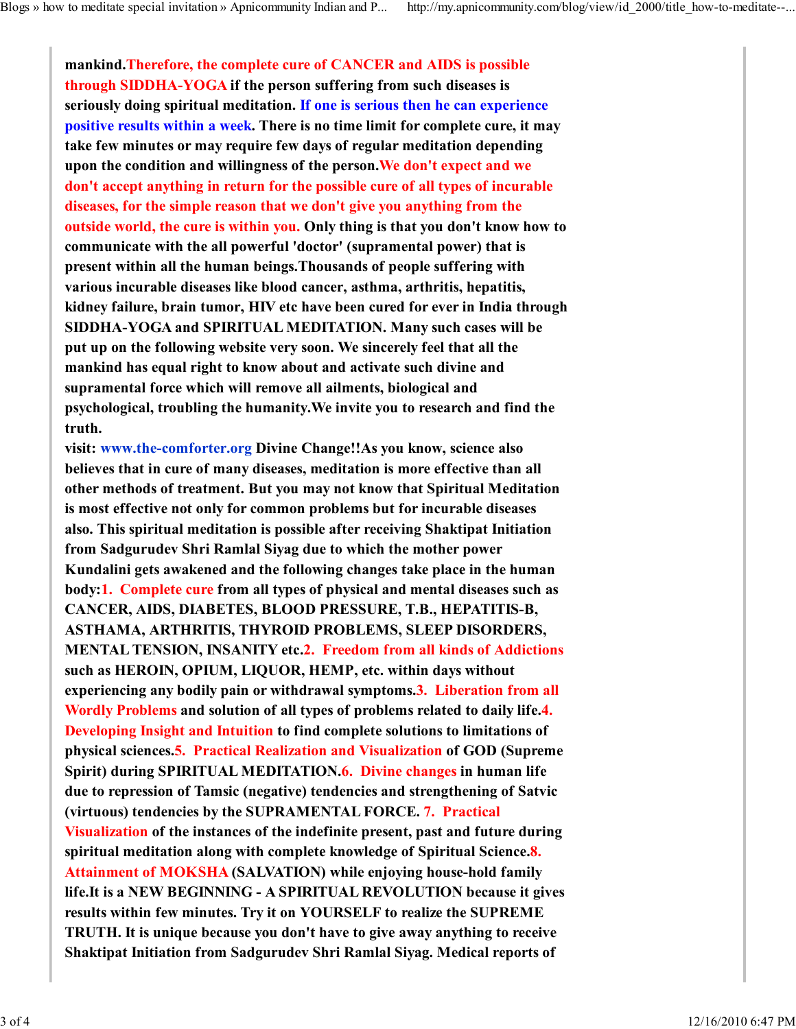mankind.Therefore, the complete cure of CANCER and AIDS is possible through SIDDHA-YOGA if the person suffering from such diseases is seriously doing spiritual meditation. If one is serious then he can experience positive results within a week. There is no time limit for complete cure, it may take few minutes or may require few days of regular meditation depending upon the condition and willingness of the person.We don't expect and we don't accept anything in return for the possible cure of all types of incurable diseases, for the simple reason that we don't give you anything from the outside world, the cure is within you. Only thing is that you don't know how to communicate with the all powerful 'doctor' (supramental power) that is present within all the human beings.Thousands of people suffering with various incurable diseases like blood cancer, asthma, arthritis, hepatitis, kidney failure, brain tumor, HIV etc have been cured for ever in India through SIDDHA-YOGA and SPIRITUAL MEDITATION. Many such cases will be put up on the following website very soon. We sincerely feel that all the mankind has equal right to know about and activate such divine and supramental force which will remove all ailments, biological and psychological, troubling the humanity.We invite you to research and find the truth.

visit: www.the-comforter.org Divine Change!!As you know, science also believes that in cure of many diseases, meditation is more effective than all other methods of treatment. But you may not know that Spiritual Meditation is most effective not only for common problems but for incurable diseases also. This spiritual meditation is possible after receiving Shaktipat Initiation from Sadgurudev Shri Ramlal Siyag due to which the mother power Kundalini gets awakened and the following changes take place in the human body:1. Complete cure from all types of physical and mental diseases such as CANCER, AIDS, DIABETES, BLOOD PRESSURE, T.B., HEPATITIS-B, ASTHAMA, ARTHRITIS, THYROID PROBLEMS, SLEEP DISORDERS, MENTAL TENSION, INSANITY etc.2. Freedom from all kinds of Addictions such as HEROIN, OPIUM, LIQUOR, HEMP, etc. within days without experiencing any bodily pain or withdrawal symptoms.3. Liberation from all Wordly Problems and solution of all types of problems related to daily life.4. Developing Insight and Intuition to find complete solutions to limitations of physical sciences.5. Practical Realization and Visualization of GOD (Supreme Spirit) during SPIRITUAL MEDITATION.6. Divine changes in human life due to repression of Tamsic (negative) tendencies and strengthening of Satvic (virtuous) tendencies by the SUPRAMENTAL FORCE. 7. Practical Visualization of the instances of the indefinite present, past and future during spiritual meditation along with complete knowledge of Spiritual Science.8. Attainment of MOKSHA (SALVATION) while enjoying house-hold family life.It is a NEW BEGINNING - A SPIRITUAL REVOLUTION because it gives results within few minutes. Try it on YOURSELF to realize the SUPREME TRUTH. It is unique because you don't have to give away anything to receive Shaktipat Initiation from Sadgurudev Shri Ramlal Siyag. Medical reports of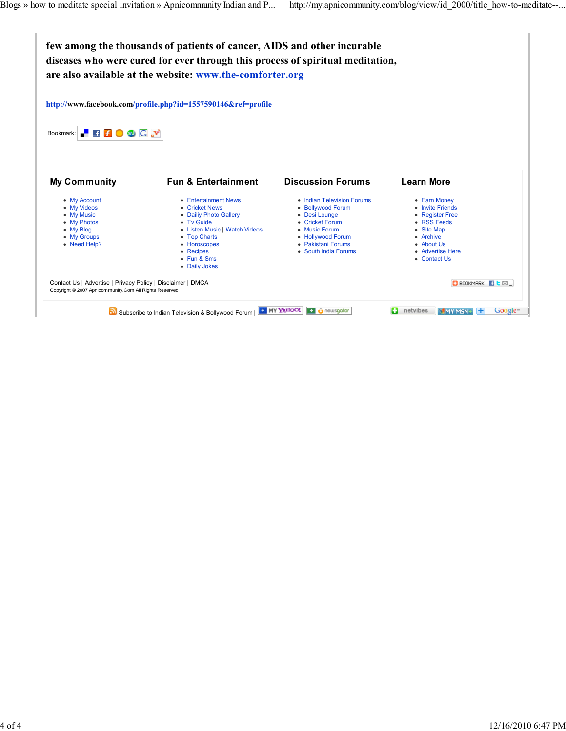**few among the thousands of patients of cancer, AIDS and other incurable diseases who were cured for ever through this process of spiritual meditation, are also available at the website: www.the-comforter.org**

**http://www.facebook.com/profile.php?id=1557590146&ref=profile**

Bookmark:

## My Community

- My Account
- My Videos
- My Music
- My Photos
- My Blog
- My Groups
- Need Help?

## Fun & Entertainment

- Entertainment News
- Cricket News
- Dailiy Photo Gallery
- Tv Guide
- Listen Music | Watch Videos
- Top Charts
- Horoscopes
- Recipes
- Fun & Sms
- Daily Jokes

## Discussion Forums

- Indian Television Forums
- Bollywood Forum
- Desi Lounge
- Cricket Forum
- Music Forum
- Hollywood Forum
- Pakistani Forums
- South India Forums

## Learn More

- Earn Money
- Invite Friends
- Register Free
- RSS Feeds
- Site Map
- Archive
- About Us
- Advertise Here
- Contact Us

Contact Us | Advertise | Privacy Policy | Disclaimer | DMCA

Copyright © 2007 Apnicommunity.Com All Rights Reserved

Subscribe to Indian Television & Bollywood Forum |